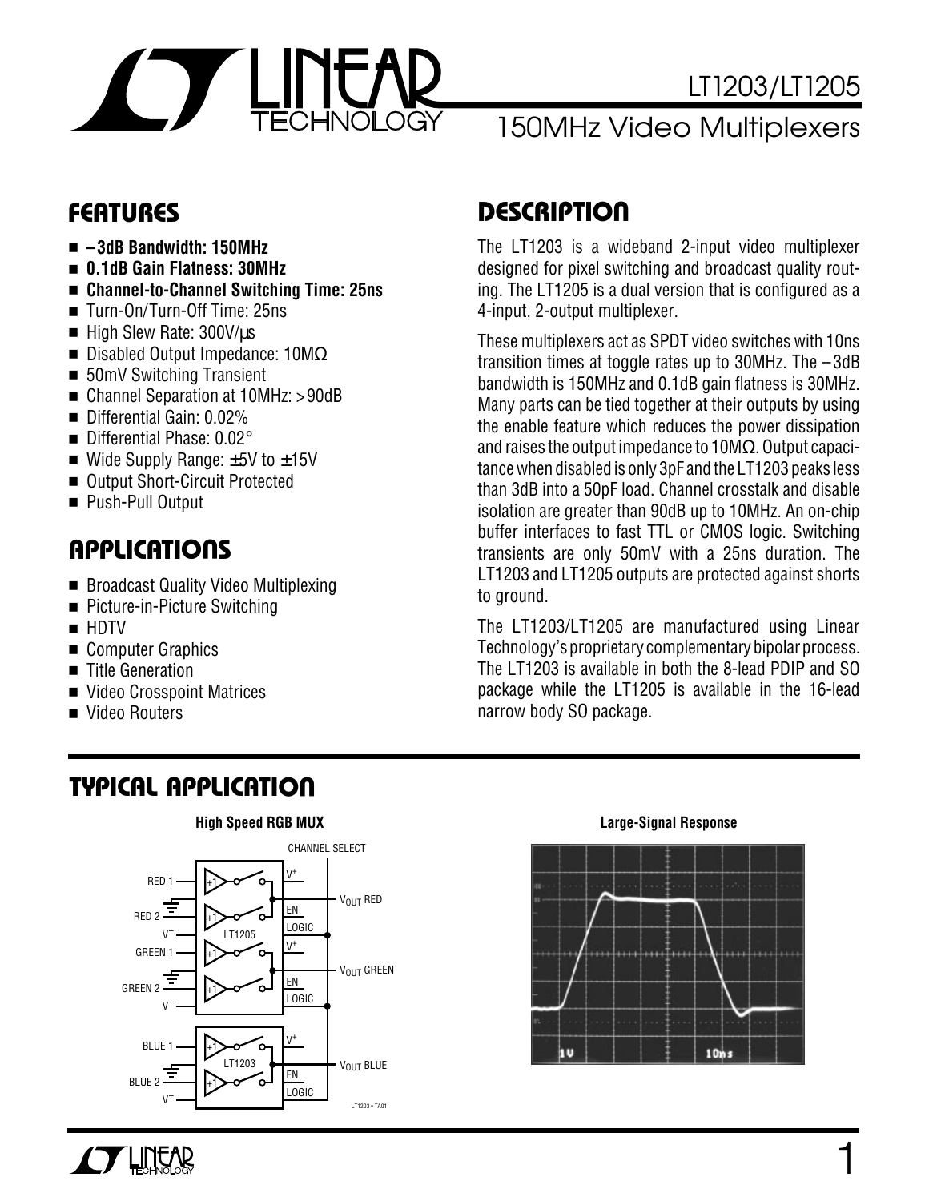# LT1203/LT1205

## 150MHz Video Multiplexers

## FEATURES

- **–3dB Bandwidth: 150MHz**
- **0.1dB Gain Flatness: 30MHz**
- **Channel-to-Channel Switching Time: 25ns**
- Turn-On/Turn-Off Time: 25ns
- High Slew Rate: 300V/μs
- Disabled Output Impedance: 10MΩ
- 50mV Switching Transient
- Channel Separation at 10MHz: >90dB
- Differential Gain: 0.02%
- Differential Phase: 0.02°
- Wide Supply Range: ±5V to ±15V
- Output Short-Circuit Protected
- Push-Pull Output

## APPLICATIONS

- Broadcast Quality Video Multiplexing
- Picture-in-Picture Switching
- HDTV
- Computer Graphics
- Title Generation
- Video Crosspoint Matrices
- Video Routers

## DESCRIPTION

The LT1203 is a wideband 2-input video multiplexer designed for pixel switching and broadcast quality routing. The LT1205 is a dual version that is configured as a 4-input, 2-output multiplexer.

These multiplexers act as SPDT video switches with 10ns transition times at toggle rates up to 30MHz. The –3dB bandwidth is 150MHz and 0.1dB gain flatness is 30MHz. Many parts can be tied together at their outputs by using the enable feature which reduces the power dissipation and raises the output impedance to 10MΩ. Output capacitance when disabled is only 3pF and the LT1203 peaks less than 3dB into a 50pF load. Channel crosstalk and disable isolation are greater than 90dB up to 10MHz. An on-chip buffer interfaces to fast TTL or CMOS logic. Switching transients are only 50mV with a 25ns duration. The LT1203 and LT1205 outputs are protected against shorts to ground.

The LT1203/LT1205 are manufactured using Linear Technology's proprietary complementary bipolar process. The LT1203 is available in both the 8-lead PDIP and SO package while the LT1205 is available in the 16-lead narrow body SO package.

## TYPICAL APPLICATION

**High Speed RGB MUX**

**Large-Signal Response**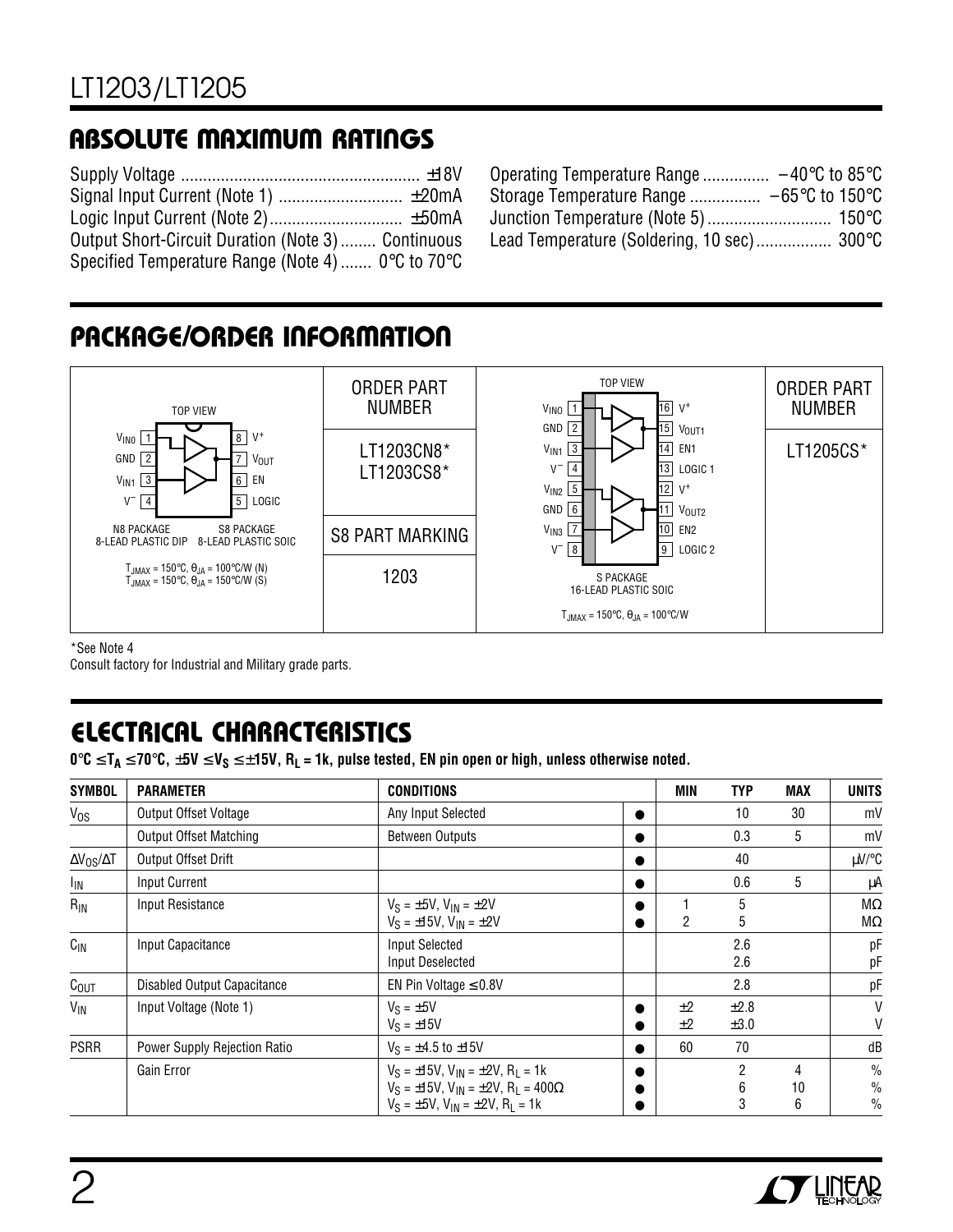## ABSOLUTE MAXIMUM RATINGS

Supply Voltage ...................................................... ±18V
Signal Input Current (Note 1) ............................ ±20mA
Logic Input Current (Note 2).............................. ±50mA
Output Short-Circuit Duration (Note 3)........ Continuous
Specified Temperature Range (Note 4)....... 0°C to 70°C
Operating Temperature Range ............... –40°C to 85°C
Storage Temperature Range ................ –65°C to 150°C
Junction Temperature (Note 5)............................ 150°C
Lead Temperature (Soldering, 10 sec)................. 300°C

## PACKAGE/ORDER INFORMATION

| TOP VIEW (8-lead) | ORDER PART NUMBER | TOP VIEW (16-lead) | ORDER PART NUMBER |
|---|---|---|---|
| Pins: 1 $V_{IN0}$, 2 GND, 3 $V_{IN1}$, 4 $V^-$, 5 LOGIC, 6 EN, 7 $V_{OUT}$, 8 $V^+$<br>N8 PACKAGE 8-LEAD PLASTIC DIP; S8 PACKAGE 8-LEAD PLASTIC SOIC<br>$T_{JMAX}$ = 150°C, $\theta_{JA}$ = 100°C/W (N)<br>$T_{JMAX}$ = 150°C, $\theta_{JA}$ = 150°C/W (S) | LT1203CN8*<br>LT1203CS8*<br>S8 PART MARKING<br>1203 | Pins: 1 $V_{IN0}$, 2 GND, 3 $V_{IN1}$, 4 $V^-$, 5 $V_{IN2}$, 6 GND, 7 $V_{IN3}$, 8 $V^-$, 9 LOGIC 2, 10 EN2, 11 $V_{OUT2}$, 12 $V^+$, 13 LOGIC 1, 14 EN1, 15 $V_{OUT1}$, 16 $V^+$<br>S PACKAGE 16-LEAD PLASTIC SOIC<br>$T_{JMAX}$ = 150°C, $\theta_{JA}$ = 100°C/W | LT1205CS* |

*See Note 4
Consult factory for Industrial and Military grade parts.

## ELECTRICAL CHARACTERISTICS

**0°C ≤ $T_A$ ≤ 70°C, ±5V ≤ $V_S$ ≤ ±15V, $R_L$ = 1k, pulse tested, EN pin open or high, unless otherwise noted.**

| SYMBOL | PARAMETER | CONDITIONS | | MIN | TYP | MAX | UNITS |
|---|---|---|---|---|---|---|---|
| $V_{OS}$ | Output Offset Voltage | Any Input Selected | ● | | 10 | 30 | mV |
| | Output Offset Matching | Between Outputs | ● | | 0.3 | 5 | mV |
| $\Delta V_{OS}/\Delta T$ | Output Offset Drift | | ● | | 40 | | µV/°C |
| $I_{IN}$ | Input Current | | ● | | 0.6 | 5 | µA |
| $R_{IN}$ | Input Resistance | $V_S$ = ±5V, $V_{IN}$ = ±2V<br>$V_S$ = ±15V, $V_{IN}$ = ±2V | ●<br>● | 1<br>2 | 5<br>5 | | MΩ<br>MΩ |
| $C_{IN}$ | Input Capacitance | Input Selected<br>Input Deselected | | | 2.6<br>2.6 | | pF<br>pF |
| $C_{OUT}$ | Disabled Output Capacitance | EN Pin Voltage ≤ 0.8V | | | 2.8 | | pF |
| $V_{IN}$ | Input Voltage (Note 1) | $V_S$ = ±5V<br>$V_S$ = ±15V | ●<br>● | ±2<br>±2 | ±2.8<br>±3.0 | | V<br>V |
| PSRR | Power Supply Rejection Ratio | $V_S$ = ±4.5 to ±15V | ● | 60 | 70 | | dB |
| | Gain Error | $V_S$ = ±15V, $V_{IN}$ = ±2V, $R_L$ = 1k<br>$V_S$ = ±15V, $V_{IN}$ = ±2V, $R_L$ = 400Ω<br>$V_S$ = ±5V, $V_{IN}$ = ±2V, $R_L$ = 1k | ●<br>●<br>● | | 2<br>6<br>3 | 4<br>10<br>6 | %<br>%<br>% |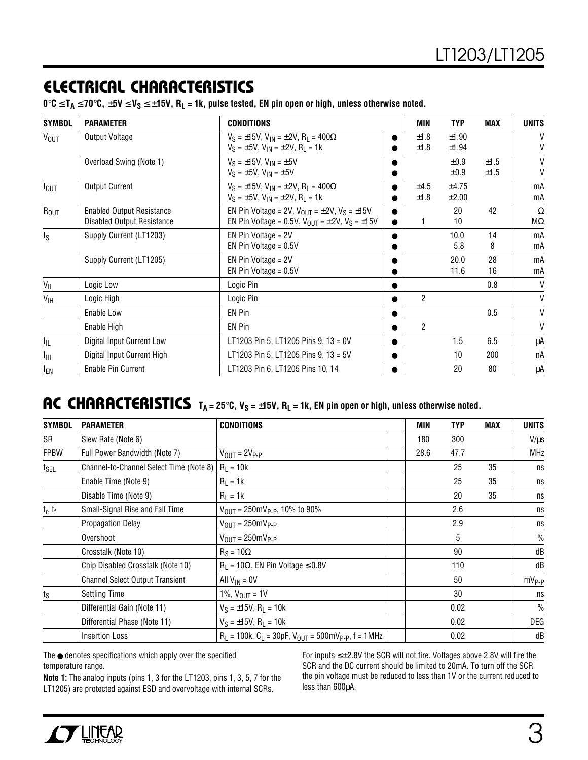## ELECTRICAL CHARACTERISTICS

**0°C ≤ $T_A$ ≤ 70°C, ±5V ≤ $V_S$ ≤ ±15V, $R_L$ = 1k, pulse tested, EN pin open or high, unless otherwise noted.**

| SYMBOL | PARAMETER | CONDITIONS | | MIN | TYP | MAX | UNITS |
|---|---|---|---|---|---|---|---|
| $V_{OUT}$ | Output Voltage | $V_S$ = ±15V, $V_{IN}$ = ±2V, $R_L$ = 400Ω<br>$V_S$ = ±5V, $V_{IN}$ = ±2V, $R_L$ = 1k | ●<br>● | ±1.8<br>±1.8 | ±1.90<br>±1.94 | | V<br>V |
| | Overload Swing (Note 1) | $V_S$ = ±15V, $V_{IN}$ = ±5V<br>$V_S$ = ±5V, $V_{IN}$ = ±5V | ●<br>● | | ±0.9<br>±0.9 | ±1.5<br>±1.5 | V<br>V |
| $I_{OUT}$ | Output Current | $V_S$ = ±15V, $V_{IN}$ = ±2V, $R_L$ = 400Ω<br>$V_S$ = ±5V, $V_{IN}$ = ±2V, $R_L$ = 1k | ●<br>● | ±4.5<br>±1.8 | ±4.75<br>±2.00 | | mA<br>mA |
| $R_{OUT}$ | Enabled Output Resistance<br>Disabled Output Resistance | EN Pin Voltage = 2V, $V_{OUT}$ = ±2V, $V_S$ = ±15V<br>EN Pin Voltage = 0.5V, $V_{OUT}$ = ±2V, $V_S$ = ±15V | ●<br>● | <br>1 | 20<br>10 | 42 | Ω<br>MΩ |
| $I_S$ | Supply Current (LT1203) | EN Pin Voltage = 2V<br>EN Pin Voltage = 0.5V | ●<br>● | | 10.0<br>5.8 | 14<br>8 | mA<br>mA |
| | Supply Current (LT1205) | EN Pin Voltage = 2V<br>EN Pin Voltage = 0.5V | ●<br>● | | 20.0<br>11.6 | 28<br>16 | mA<br>mA |
| $V_{IL}$ | Logic Low | Logic Pin | ● | | | 0.8 | V |
| $V_{IH}$ | Logic High | Logic Pin | ● | 2 | | | V |
| | Enable Low | EN Pin | ● | | | 0.5 | V |
| | Enable High | EN Pin | ● | 2 | | | V |
| $I_{IL}$ | Digital Input Current Low | LT1203 Pin 5, LT1205 Pins 9, 13 = 0V | ● | | 1.5 | 6.5 | µA |
| $I_{IH}$ | Digital Input Current High | LT1203 Pin 5, LT1205 Pins 9, 13 = 5V | ● | | 10 | 200 | nA |
| $I_{EN}$ | Enable Pin Current | LT1203 Pin 6, LT1205 Pins 10, 14 | ● | | 20 | 80 | µA |

## AC CHARACTERISTICS

**$T_A$ = 25°C, $V_S$ = ±15V, $R_L$ = 1k, EN pin open or high, unless otherwise noted.**

| SYMBOL | PARAMETER | CONDITIONS | | MIN | TYP | MAX | UNITS |
|---|---|---|---|---|---|---|---|
| SR | Slew Rate (Note 6) | | | 180 | 300 | | V/µs |
| FPBW | Full Power Bandwidth (Note 7) | $V_{OUT}$ = $2V_{P-P}$ | | 28.6 | 47.7 | | MHz |
| $t_{SEL}$ | Channel-to-Channel Select Time (Note 8) | $R_L$ = 10k | | | 25 | 35 | ns |
| | Enable Time (Note 9) | $R_L$ = 1k | | | 25 | 35 | ns |
| | Disable Time (Note 9) | $R_L$ = 1k | | | 20 | 35 | ns |
| $t_r$, $t_f$ | Small-Signal Rise and Fall Time | $V_{OUT}$ = $250mV_{P-P}$, 10% to 90% | | | 2.6 | | ns |
| | Propagation Delay | $V_{OUT}$ = $250mV_{P-P}$ | | | 2.9 | | ns |
| | Overshoot | $V_{OUT}$ = $250mV_{P-P}$ | | | 5 | | % |
| | Crosstalk (Note 10) | $R_S$ = 10Ω | | | 90 | | dB |
| | Chip Disabled Crosstalk (Note 10) | $R_L$ = 10Ω, EN Pin Voltage ≤ 0.8V | | | 110 | | dB |
| | Channel Select Output Transient | All $V_{IN}$ = 0V | | | 50 | | $mV_{P-P}$ |
| $t_S$ | Settling Time | 1%, $V_{OUT}$ = 1V | | | 30 | | ns |
| | Differential Gain (Note 11) | $V_S$ = ±15V, $R_L$ = 10k | | | 0.02 | | % |
| | Differential Phase (Note 11) | $V_S$ = ±15V, $R_L$ = 10k | | | 0.02 | | DEG |
| | Insertion Loss | $R_L$ = 100k, $C_L$ = 30pF, $V_{OUT}$ = $500mV_{P-P}$, f = 1MHz | | | 0.02 | | dB |

The ● denotes specifications which apply over the specified temperature range.

**Note 1:** The analog inputs (pins 1, 3 for the LT1203, pins 1, 3, 5, 7 for the LT1205) are protected against ESD and overvoltage with internal SCRs. For inputs ≤ ±2.8V the SCR will not fire. Voltages above 2.8V will fire the SCR and the DC current should be limited to 20mA. To turn off the SCR the pin voltage must be reduced to less than 1V or the current reduced to less than 600µA.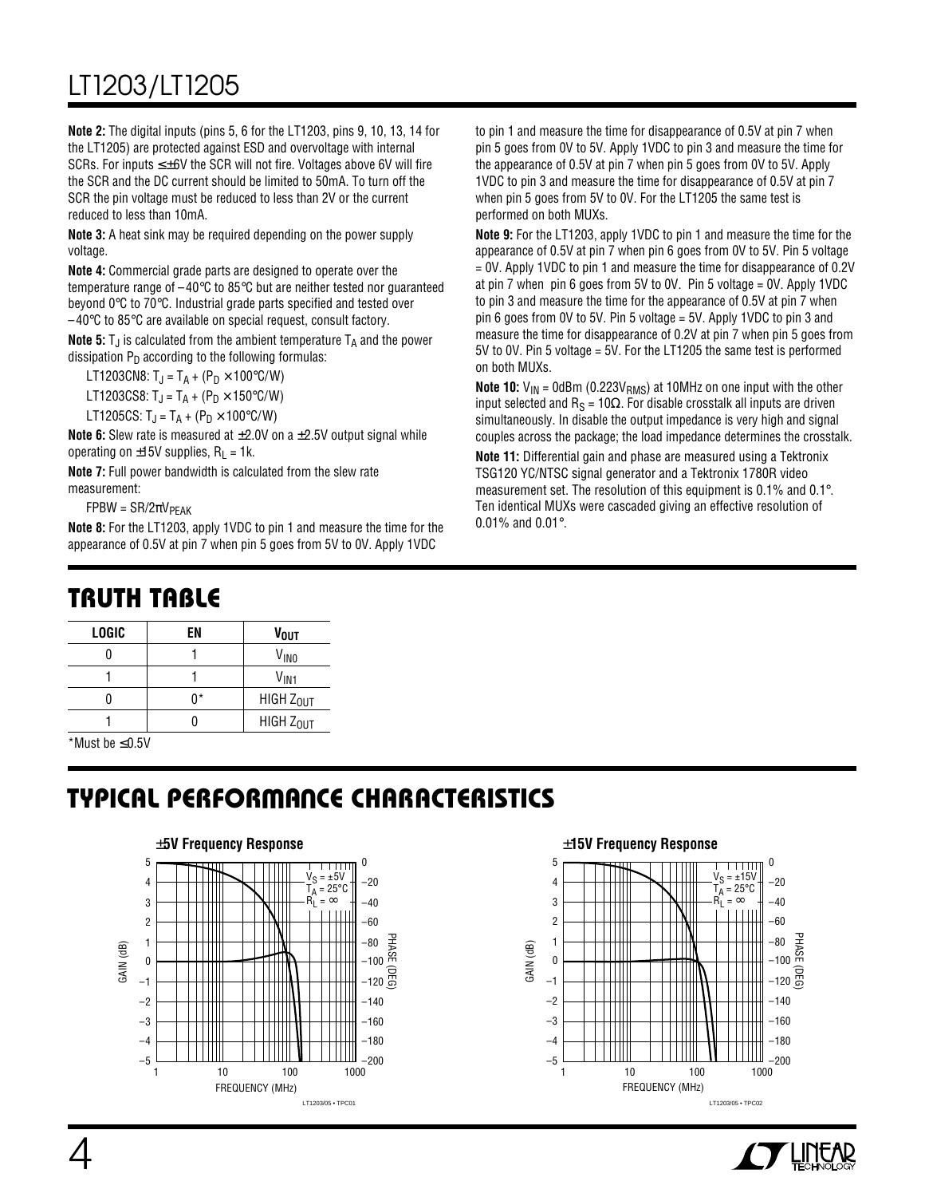**Note 2:** The digital inputs (pins 5, 6 for the LT1203, pins 9, 10, 13, 14 for the LT1205) are protected against ESD and overvoltage with internal SCRs. For inputs ≤ ±6V the SCR will not fire. Voltages above 6V will fire the SCR and the DC current should be limited to 50mA. To turn off the SCR the pin voltage must be reduced to less than 2V or the current reduced to less than 10mA.

**Note 3:** A heat sink may be required depending on the power supply voltage.

**Note 4:** Commercial grade parts are designed to operate over the temperature range of –40°C to 85°C but are neither tested nor guaranteed beyond 0°C to 70°C. Industrial grade parts specified and tested over –40°C to 85°C are available on special request, consult factory.

**Note 5:** $T_J$ is calculated from the ambient temperature $T_A$ and the power dissipation $P_D$ according to the following formulas:

LT1203CN8: $T_J = T_A + (P_D \times 100°C/W)$

LT1203CS8: $T_J = T_A + (P_D \times 150°C/W)$

LT1205CS: $T_J = T_A + (P_D \times 100°C/W)$

**Note 6:** Slew rate is measured at ±2.0V on a ±2.5V output signal while operating on ±15V supplies, $R_L$ = 1k.

**Note 7:** Full power bandwidth is calculated from the slew rate measurement:

$FPBW = SR/2\pi V_{PEAK}$

**Note 8:** For the LT1203, apply 1VDC to pin 1 and measure the time for the appearance of 0.5V at pin 7 when pin 5 goes from 5V to 0V. Apply 1VDC to pin 1 and measure the time for disappearance of 0.5V at pin 7 when pin 5 goes from 0V to 5V. Apply 1VDC to pin 3 and measure the time for the appearance of 0.5V at pin 7 when pin 5 goes from 0V to 5V. Apply 1VDC to pin 3 and measure the time for disappearance of 0.5V at pin 7 when pin 5 goes from 5V to 0V. For the LT1205 the same test is performed on both MUXs.

**Note 9:** For the LT1203, apply 1VDC to pin 1 and measure the time for the appearance of 0.5V at pin 7 when pin 6 goes from 0V to 5V. Pin 5 voltage = 0V. Apply 1VDC to pin 1 and measure the time for disappearance of 0.2V at pin 7 when pin 6 goes from 5V to 0V. Pin 5 voltage = 0V. Apply 1VDC to pin 3 and measure the time for the appearance of 0.5V at pin 7 when pin 6 goes from 0V to 5V. Pin 5 voltage = 5V. Apply 1VDC to pin 3 and measure the time for disappearance of 0.2V at pin 7 when pin 5 goes from 5V to 0V. Pin 5 voltage = 5V. For the LT1205 the same test is performed on both MUXs.

**Note 10:** $V_{IN}$ = 0dBm (0.223$V_{RMS}$) at 10MHz on one input with the other input selected and $R_S$ = 10Ω. For disable crosstalk all inputs are driven simultaneously. In disable the output impedance is very high and signal couples across the package; the load impedance determines the crosstalk.

**Note 11:** Differential gain and phase are measured using a Tektronix TSG120 YC/NTSC signal generator and a Tektronix 1780R video measurement set. The resolution of this equipment is 0.1% and 0.1°. Ten identical MUXs were cascaded giving an effective resolution of 0.01% and 0.01°.

## TRUTH TABLE

| LOGIC | EN | $V_{OUT}$ |
|---|---|---|
| 0 | 1 | $V_{IN0}$ |
| 1 | 1 | $V_{IN1}$ |
| 0 | 0* | HIGH $Z_{OUT}$ |
| 1 | 0 | HIGH $Z_{OUT}$ |

*Must be ≤ 0.5V

## TYPICAL PERFORMANCE CHARACTERISTICS

**±5V Frequency Response**

($V_S$ = ±5V, $T_A$ = 25°C, $R_L$ = ∞; GAIN (dB) and PHASE (DEG) vs FREQUENCY (MHz))

LT1203/05 • TPC01

**±15V Frequency Response**

($V_S$ = ±15V, $T_A$ = 25°C, $R_L$ = ∞; GAIN (dB) and PHASE (DEG) vs FREQUENCY (MHz))

LT1203/05 • TPC02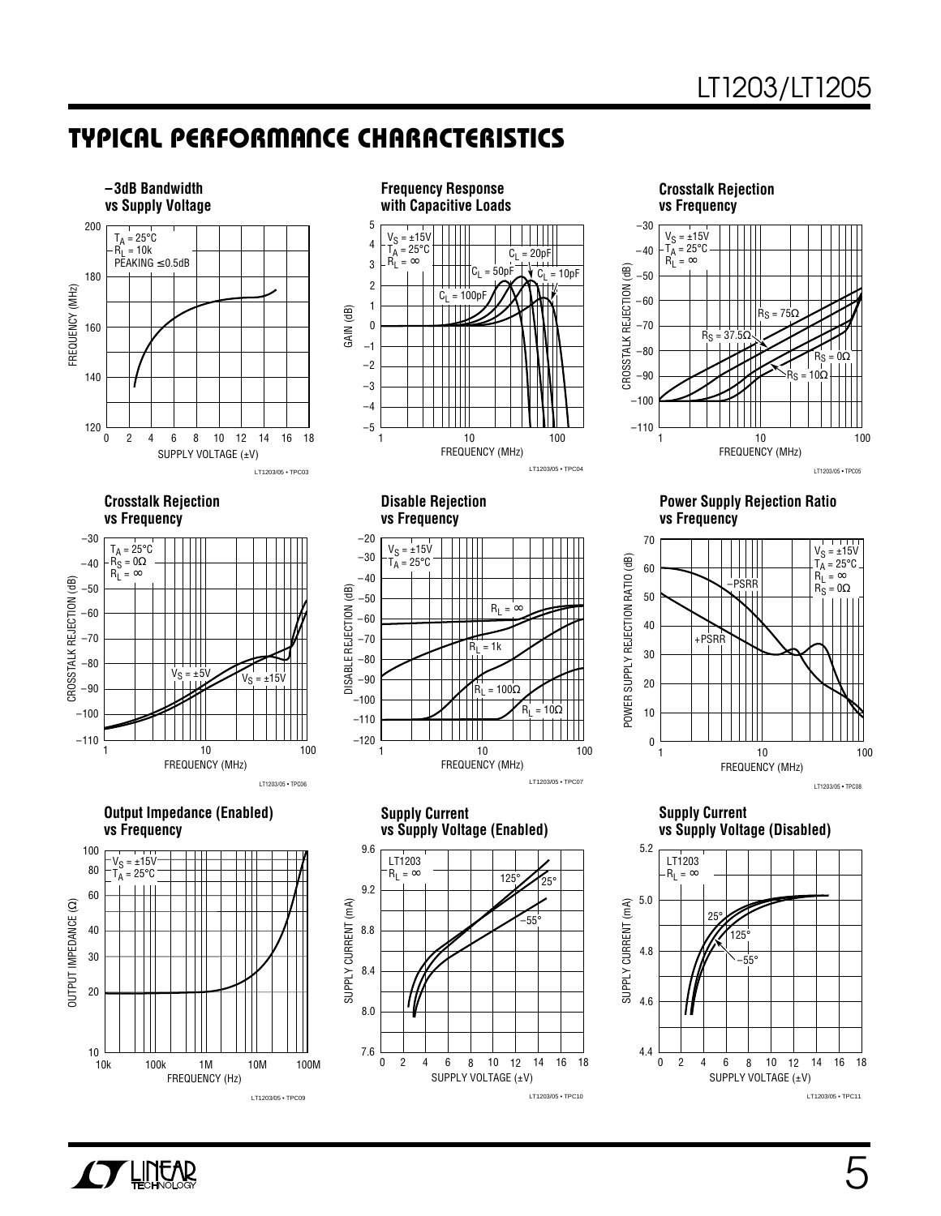## TYPICAL PERFORMANCE CHARACTERISTICS

**–3dB Bandwidth vs Supply Voltage**

$T_A$ = 25°C
$R_L$ = 10k
PEAKING ≤0.5dB

FREQUENCY (MHz) vs SUPPLY VOLTAGE (±V)

LT1203/05 • TPC03

**Frequency Response with Capacitive Loads**

$V_S$ = ±15V
$T_A$ = 25°C
$R_L$ = ∞

$C_L$ = 100pF, $C_L$ = 50pF, $C_L$ = 20pF, $C_L$ = 10pF

GAIN (dB) vs FREQUENCY (MHz)

LT1203/05 • TPC04

**Crosstalk Rejection vs Frequency**

$V_S$ = ±15V
$T_A$ = 25°C
$R_L$ = ∞

$R_S$ = 75Ω, $R_S$ = 37.5Ω, $R_S$ = 0Ω, $R_S$ = 10Ω

CROSSTALK REJECTION (dB) vs FREQUENCY (MHz)

LT1203/05 • TPC05

**Crosstalk Rejection vs Frequency**

$T_A$ = 25°C
$R_S$ = 0Ω
$R_L$ = ∞

$V_S$ = ±5V, $V_S$ = ±15V

CROSSTALK REJECTION (dB) vs FREQUENCY (MHz)

LT1203/05 • TPC06

**Disable Rejection vs Frequency**

$V_S$ = ±15V
$T_A$ = 25°C

$R_L$ = ∞, $R_L$ = 1k, $R_L$ = 100Ω, $R_L$ = 10Ω

DISABLE REJECTION (dB) vs FREQUENCY (MHz)

LT1203/05 • TPC07

**Power Supply Rejection Ratio vs Frequency**

$V_S$ = ±15V
$T_A$ = 25°C
$R_L$ = ∞
$R_S$ = 0Ω

–PSRR, +PSRR

POWER SUPPLY REJECTION RATIO (dB) vs FREQUENCY (MHz)

LT1203/05 • TPC08

**Output Impedance (Enabled) vs Frequency**

$V_S$ = ±15V
$T_A$ = 25°C

OUTPUT IMPEDANCE (Ω) vs FREQUENCY (Hz)

LT1203/05 • TPC09

**Supply Current vs Supply Voltage (Enabled)**

LT1203
$R_L$ = ∞

125°, 25°, –55°

SUPPLY CURRENT (mA) vs SUPPLY VOLTAGE (±V)

LT1203/05 • TPC10

**Supply Current vs Supply Voltage (Disabled)**

LT1203
$R_L$ = ∞

25°, 125°, –55°

SUPPLY CURRENT (mA) vs SUPPLY VOLTAGE (±V)

LT1203/05 • TPC11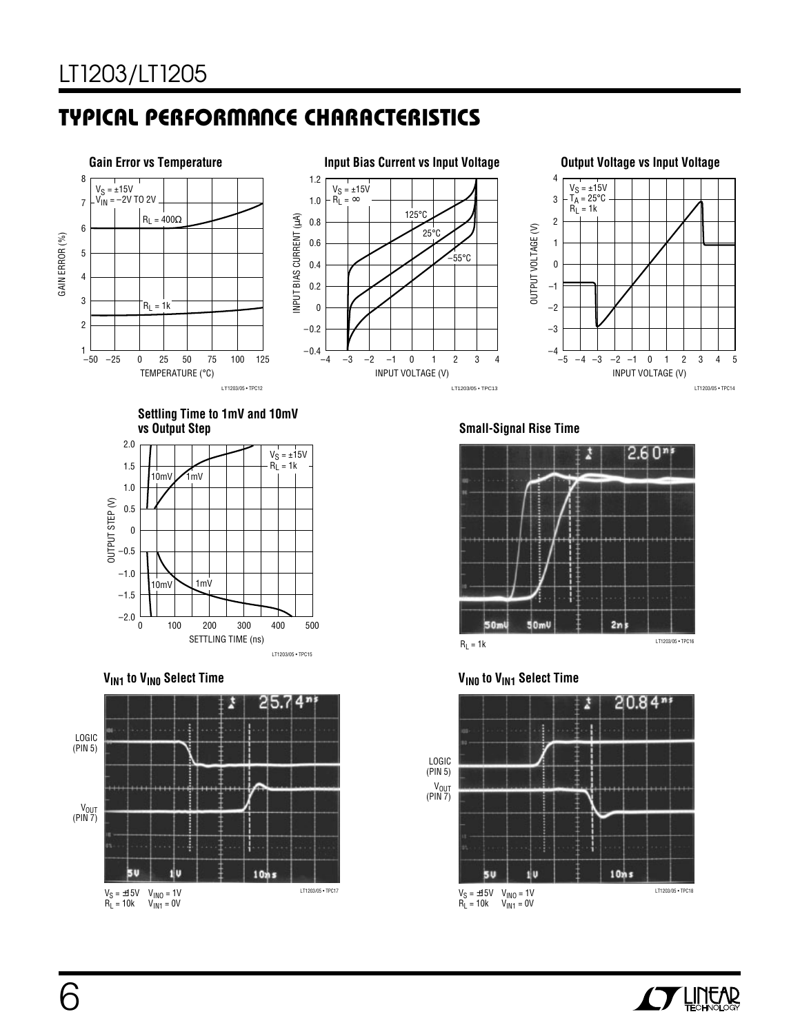## TYPICAL PERFORMANCE CHARACTERISTICS

**Gain Error vs Temperature**

$V_S$ = ±15V
$V_{IN}$ = –2V TO 2V
$R_L$ = 400Ω
$R_L$ = 1k

GAIN ERROR (%)
TEMPERATURE (°C)

LT1203/05 • TPC12

**Input Bias Current vs Input Voltage**

$V_S$ = ±15V
$R_L$ = ∞
125°C
25°C
–55°C

INPUT BIAS CURRENT (µA)
INPUT VOLTAGE (V)

LT1203/05 • TPC13

**Output Voltage vs Input Voltage**

$V_S$ = ±15V
$T_A$ = 25°C
$R_L$ = 1k

OUTPUT VOLTAGE (V)
INPUT VOLTAGE (V)

LT1203/05 • TPC14

**Settling Time to 1mV and 10mV vs Output Step**

$V_S$ = ±15V
$R_L$ = 1k
10mV
1mV

OUTPUT STEP (V)
SETTLING TIME (ns)

LT1203/05 • TPC15

**Small-Signal Rise Time**

$R_L$ = 1k

LT1203/05 • TPC16

**$V_{IN1}$ to $V_{IN0}$ Select Time**

LOGIC (PIN 5)
$V_{OUT}$ (PIN 7)

$V_S$ = ±15V $V_{IN0}$ = 1V
$R_L$ = 10k $V_{IN1}$ = 0V

LT1203/05 • TPC17

**$V_{IN0}$ to $V_{IN1}$ Select Time**

LOGIC (PIN 5)
$V_{OUT}$ (PIN 7)

$V_S$ = ±15V $V_{IN0}$ = 1V
$R_L$ = 10k $V_{IN1}$ = 0V

LT1203/05 • TPC18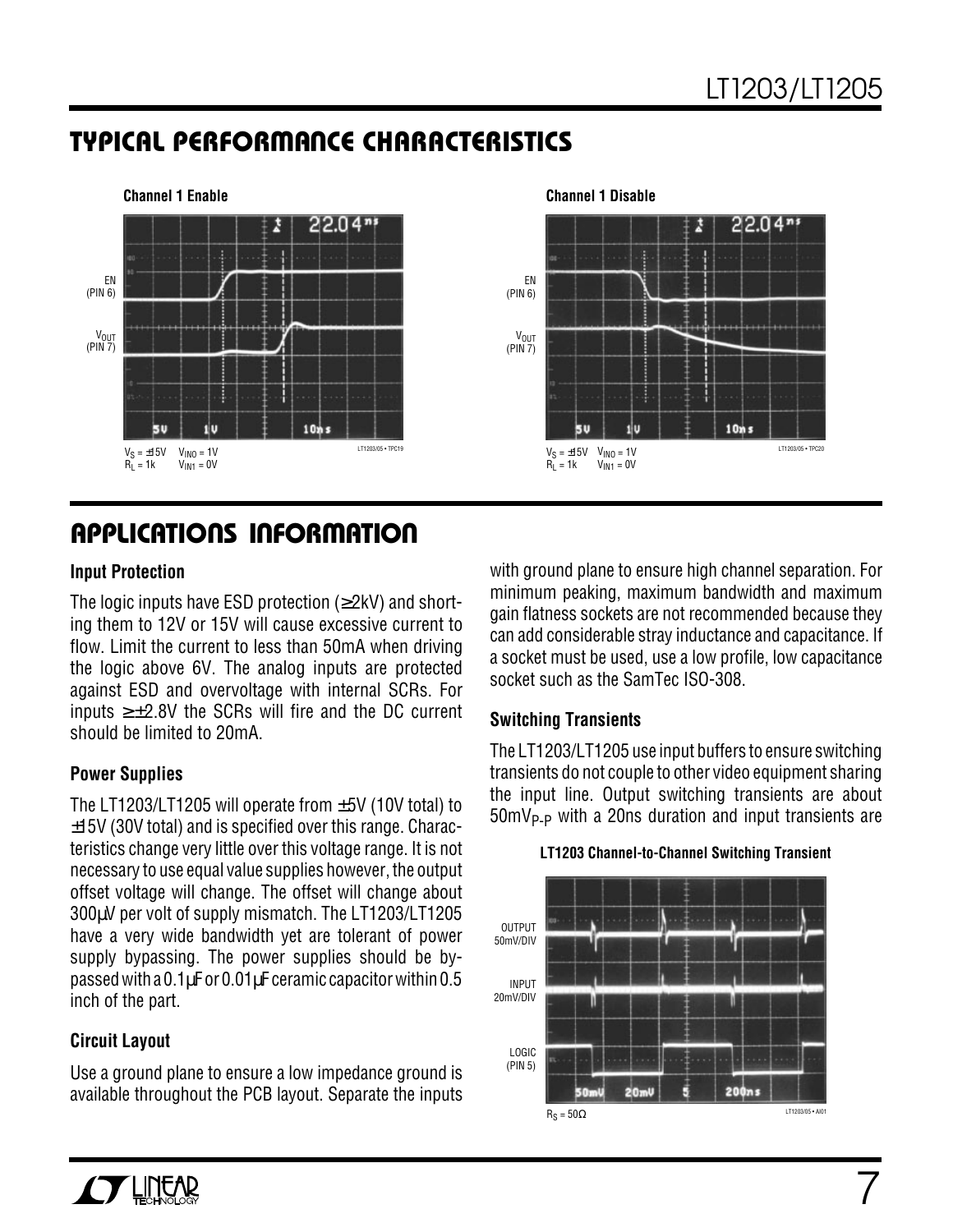## TYPICAL PERFORMANCE CHARACTERISTICS

**Channel 1 Enable**

$V_S = \pm 15V$ $V_{IN0} = 1V$
$R_L = 1k$ $V_{IN1} = 0V$

**Channel 1 Disable**

$V_S = \pm 15V$ $V_{IN0} = 1V$
$R_L = 1k$ $V_{IN1} = 0V$

## APPLICATIONS INFORMATION

### Input Protection

The logic inputs have ESD protection (≥2kV) and shorting them to 12V or 15V will cause excessive current to flow. Limit the current to less than 50mA when driving the logic above 6V. The analog inputs are protected against ESD and overvoltage with internal SCRs. For inputs ≥±2.8V the SCRs will fire and the DC current should be limited to 20mA.

### Power Supplies

The LT1203/LT1205 will operate from ±5V (10V total) to ±15V (30V total) and is specified over this range. Characteristics change very little over this voltage range. It is not necessary to use equal value supplies however, the output offset voltage will change. The offset will change about 300µV per volt of supply mismatch. The LT1203/LT1205 have a very wide bandwidth yet are tolerant of power supply bypassing. The power supplies should be bypassed with a 0.1µF or 0.01µF ceramic capacitor within 0.5 inch of the part.

### Circuit Layout

Use a ground plane to ensure a low impedance ground is available throughout the PCB layout. Separate the inputs with ground plane to ensure high channel separation. For minimum peaking, maximum bandwidth and maximum gain flatness sockets are not recommended because they can add considerable stray inductance and capacitance. If a socket must be used, use a low profile, low capacitance socket such as the SamTec ISO-308.

### Switching Transients

The LT1203/LT1205 use input buffers to ensure switching transients do not couple to other video equipment sharing the input line. Output switching transients are about $50mV_{P-P}$ with a 20ns duration and input transients are

**LT1203 Channel-to-Channel Switching Transient**

$R_S = 50\Omega$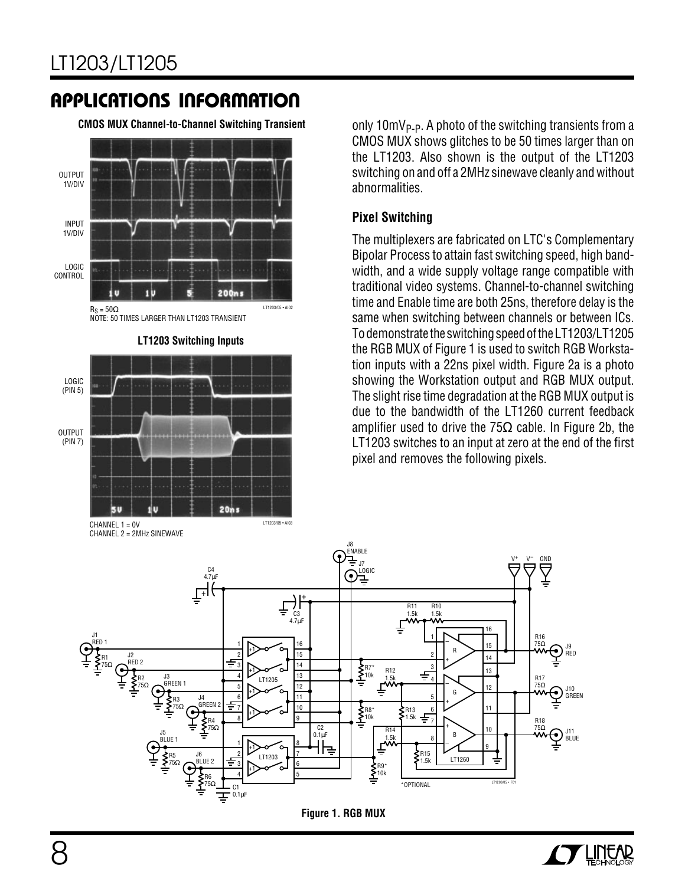## APPLICATIONS INFORMATION

**CMOS MUX Channel-to-Channel Switching Transient**

$R_S = 50\Omega$
NOTE: 50 TIMES LARGER THAN LT1203 TRANSIENT

**LT1203 Switching Inputs**

CHANNEL 1 = 0V
CHANNEL 2 = 2MHz SINEWAVE

only $10mV_{P-P}$. A photo of the switching transients from a CMOS MUX shows glitches to be 50 times larger than on the LT1203. Also shown is the output of the LT1203 switching on and off a 2MHz sinewave cleanly and without abnormalities.

### Pixel Switching

The multiplexers are fabricated on LTC's Complementary Bipolar Process to attain fast switching speed, high bandwidth, and a wide supply voltage range compatible with traditional video systems. Channel-to-channel switching time and Enable time are both 25ns, therefore delay is the same when switching between channels or between ICs. To demonstrate the switching speed of the LT1203/LT1205 the RGB MUX of Figure 1 is used to switch RGB Workstation inputs with a 22ns pixel width. Figure 2a is a photo showing the Workstation output and RGB MUX output. The slight rise time degradation at the RGB MUX output is due to the bandwidth of the LT1260 current feedback amplifier used to drive the 75Ω cable. In Figure 2b, the LT1203 switches to an input at zero at the end of the first pixel and removes the following pixels.

*OPTIONAL

**Figure 1. RGB MUX**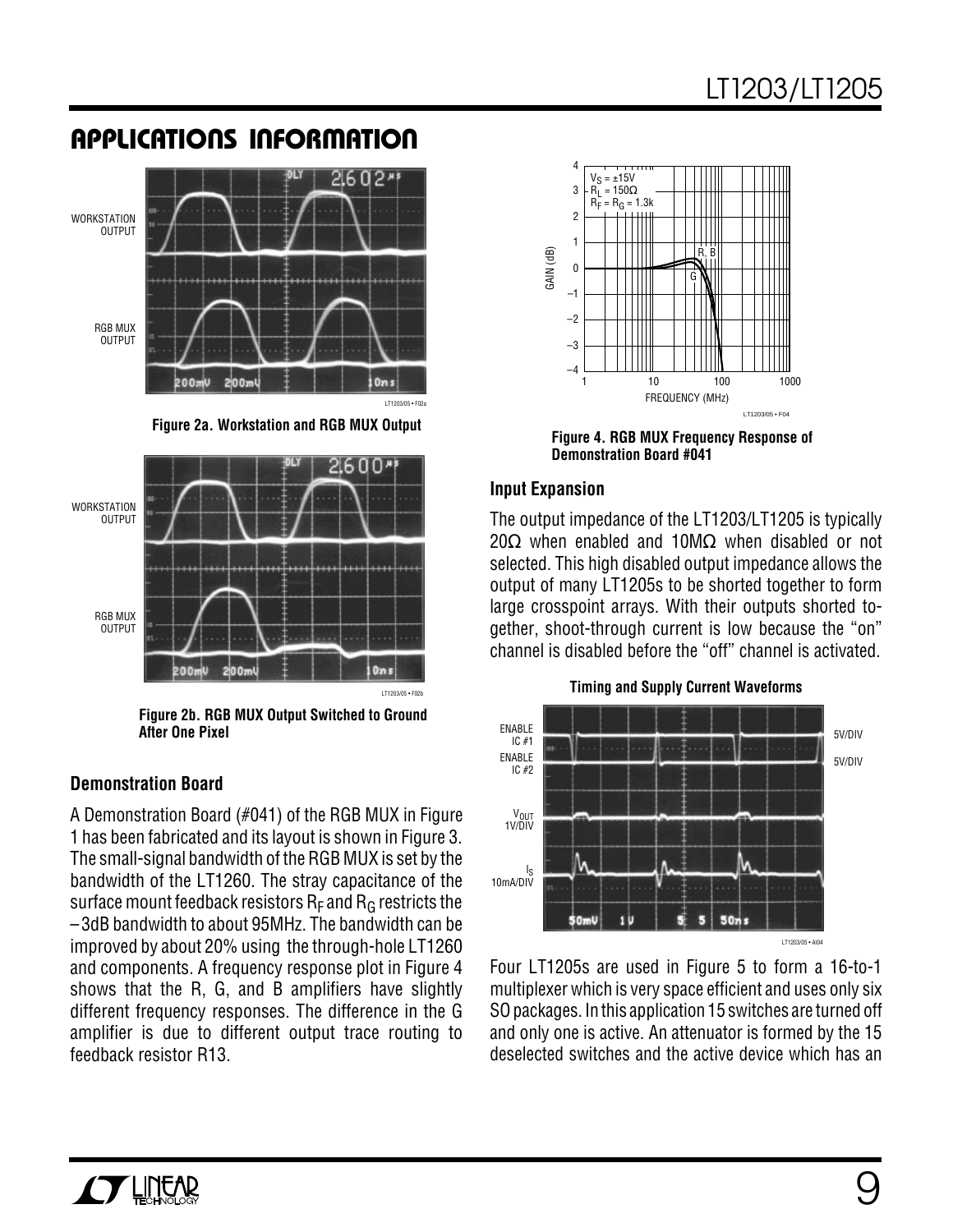## APPLICATIONS INFORMATION

Figure 2a. Workstation and RGB MUX Output

Figure 2b. RGB MUX Output Switched to Ground After One Pixel

### Demonstration Board

A Demonstration Board (#041) of the RGB MUX in Figure 1 has been fabricated and its layout is shown in Figure 3. The small-signal bandwidth of the RGB MUX is set by the bandwidth of the LT1260. The stray capacitance of the surface mount feedback resistors $R_F$ and $R_G$ restricts the –3dB bandwidth to about 95MHz. The bandwidth can be improved by about 20% using the through-hole LT1260 and components. A frequency response plot in Figure 4 shows that the R, G, and B amplifiers have slightly different frequency responses. The difference in the G amplifier is due to different output trace routing to feedback resistor R13.

Figure 4. RGB MUX Frequency Response of Demonstration Board #041

### Input Expansion

The output impedance of the LT1203/LT1205 is typically 20Ω when enabled and 10MΩ when disabled or not selected. This high disabled output impedance allows the output of many LT1205s to be shorted together to form large crosspoint arrays. With their outputs shorted together, shoot-through current is low because the "on" channel is disabled before the "off" channel is activated.

Timing and Supply Current Waveforms

Four LT1205s are used in Figure 5 to form a 16-to-1 multiplexer which is very space efficient and uses only six SO packages. In this application 15 switches are turned off and only one is active. An attenuator is formed by the 15 deselected switches and the active device which has an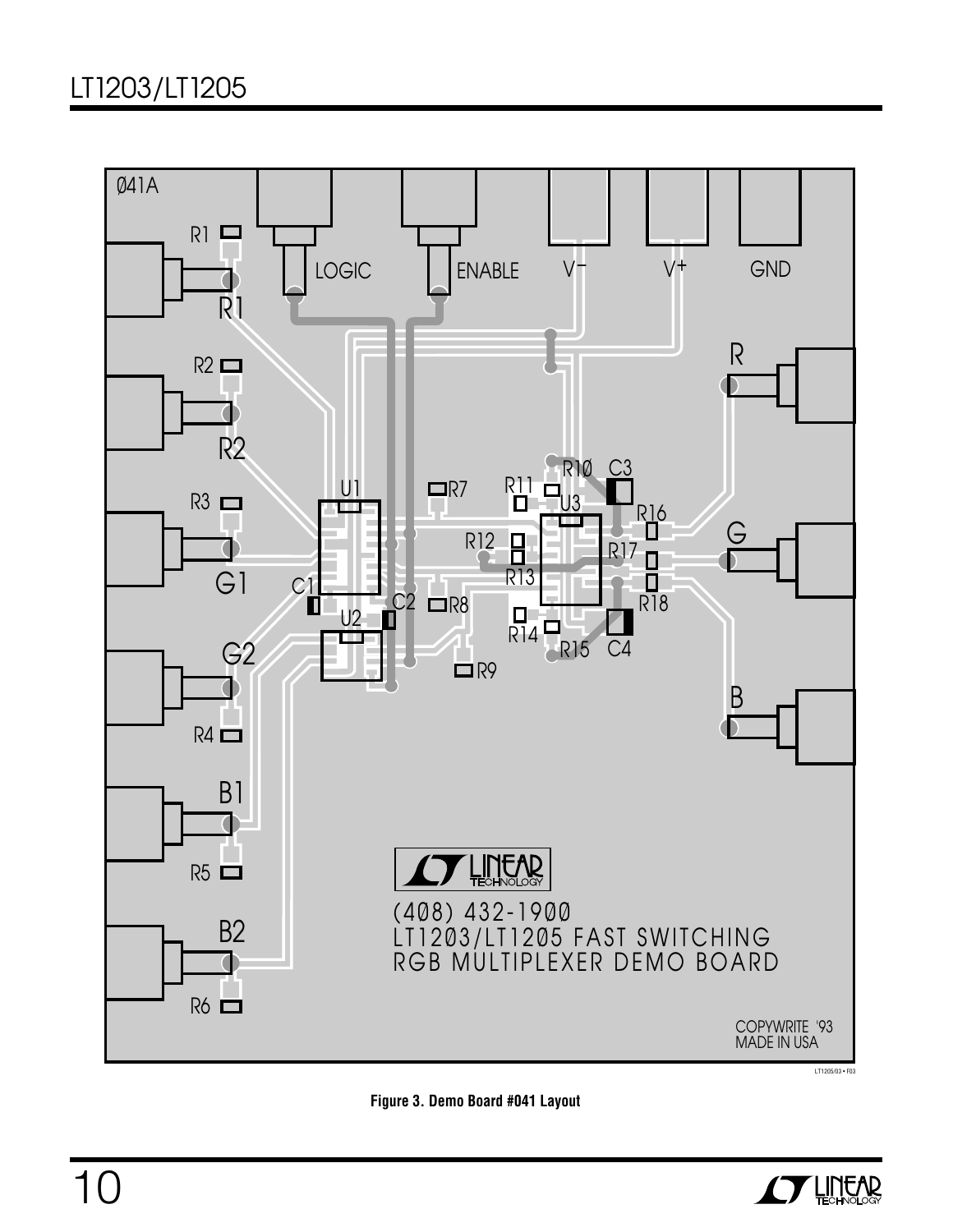Figure 3. Demo Board #041 Layout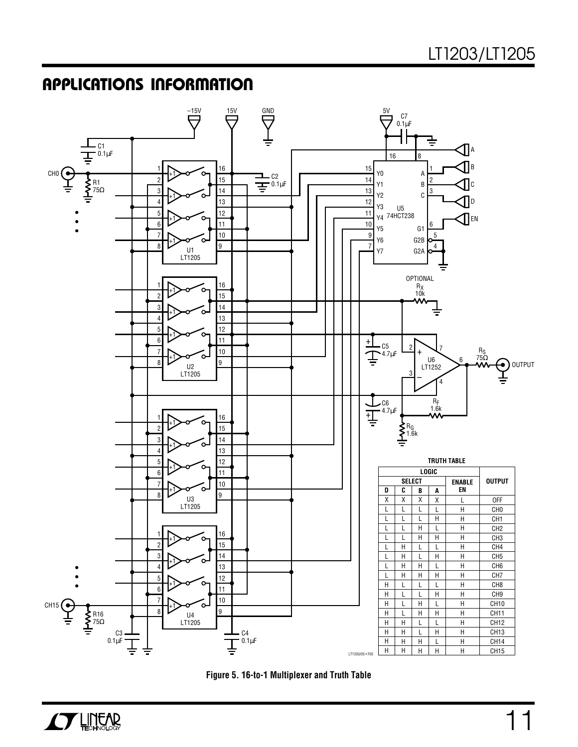## APPLICATIONS INFORMATION

**TRUTH TABLE**

| LOGIC | | | | | OUTPUT |
|---|---|---|---|---|---|
| SELECT | | | | ENABLE | |
| D | C | B | A | EN | |
| X | X | X | X | L | OFF |
| L | L | L | L | H | CH0 |
| L | L | L | H | H | CH1 |
| L | L | H | L | H | CH2 |
| L | L | H | H | H | CH3 |
| L | H | L | L | H | CH4 |
| L | H | L | H | H | CH5 |
| L | H | H | L | H | CH6 |
| L | H | H | H | H | CH7 |
| H | L | L | L | H | CH8 |
| H | L | L | H | H | CH9 |
| H | L | H | L | H | CH10 |
| H | L | H | H | H | CH11 |
| H | H | L | L | H | CH12 |
| H | H | L | H | H | CH13 |
| H | H | H | L | H | CH14 |
| H | H | H | H | H | CH15 |

**Figure 5. 16-to-1 Multiplexer and Truth Table**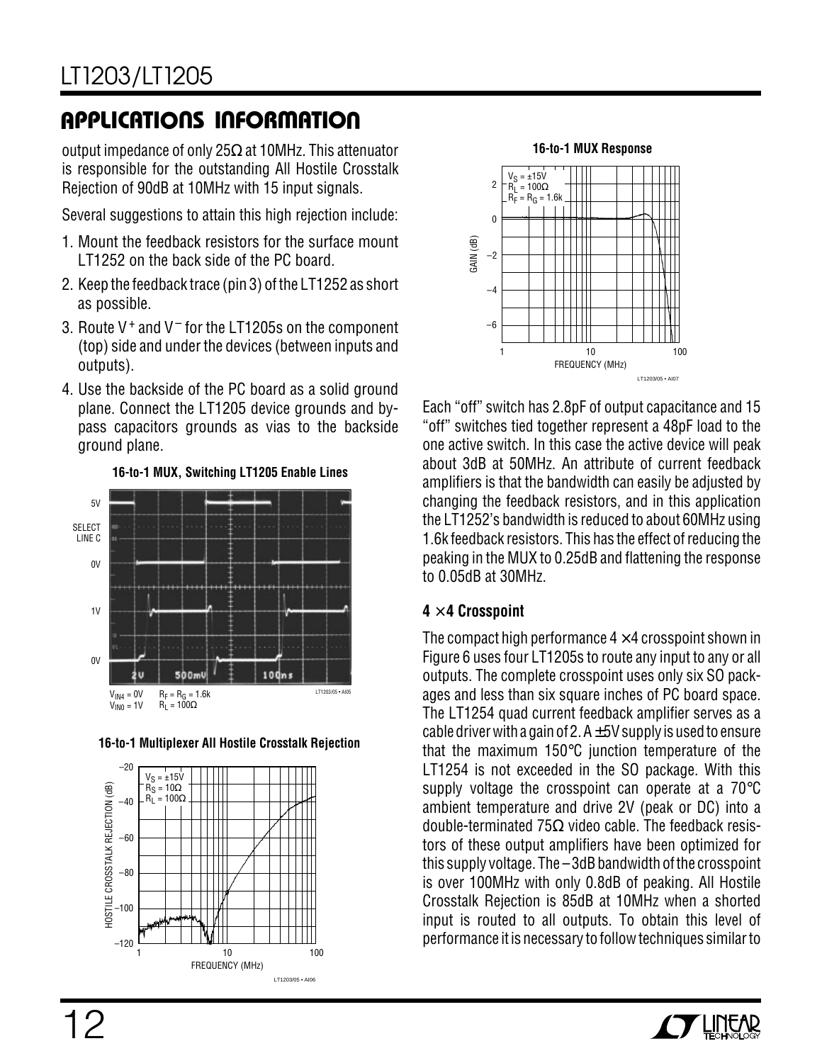## APPLICATIONS INFORMATION

output impedance of only 25Ω at 10MHz. This attenuator is responsible for the outstanding All Hostile Crosstalk Rejection of 90dB at 10MHz with 15 input signals.

Several suggestions to attain this high rejection include:

1. Mount the feedback resistors for the surface mount LT1252 on the back side of the PC board.
2. Keep the feedback trace (pin 3) of the LT1252 as short as possible.
3. Route $V^+$ and $V^-$ for the LT1205s on the component (top) side and under the devices (between inputs and outputs).
4. Use the backside of the PC board as a solid ground plane. Connect the LT1205 device grounds and bypass capacitors grounds as vias to the backside ground plane.

**16-to-1 MUX, Switching LT1205 Enable Lines**

$V_{IN4}$ = 0V  $R_F = R_G$ = 1.6k
$V_{IN0}$ = 1V  $R_L$ = 100Ω

**16-to-1 Multiplexer All Hostile Crosstalk Rejection**

**16-to-1 MUX Response**

Each "off" switch has 2.8pF of output capacitance and 15 "off" switches tied together represent a 48pF load to the one active switch. In this case the active device will peak about 3dB at 50MHz. An attribute of current feedback amplifiers is that the bandwidth can easily be adjusted by changing the feedback resistors, and in this application the LT1252's bandwidth is reduced to about 60MHz using 1.6k feedback resistors. This has the effect of reducing the peaking in the MUX to 0.25dB and flattening the response to 0.05dB at 30MHz.

### 4 × 4 Crosspoint

The compact high performance 4 × 4 crosspoint shown in Figure 6 uses four LT1205s to route any input to any or all outputs. The complete crosspoint uses only six SO packages and less than six square inches of PC board space. The LT1254 quad current feedback amplifier serves as a cable driver with a gain of 2. A ±5V supply is used to ensure that the maximum 150°C junction temperature of the LT1254 is not exceeded in the SO package. With this supply voltage the crosspoint can operate at a 70°C ambient temperature and drive 2V (peak or DC) into a double-terminated 75Ω video cable. The feedback resistors of these output amplifiers have been optimized for this supply voltage. The –3dB bandwidth of the crosspoint is over 100MHz with only 0.8dB of peaking. All Hostile Crosstalk Rejection is 85dB at 10MHz when a shorted input is routed to all outputs. To obtain this level of performance it is necessary to follow techniques similar to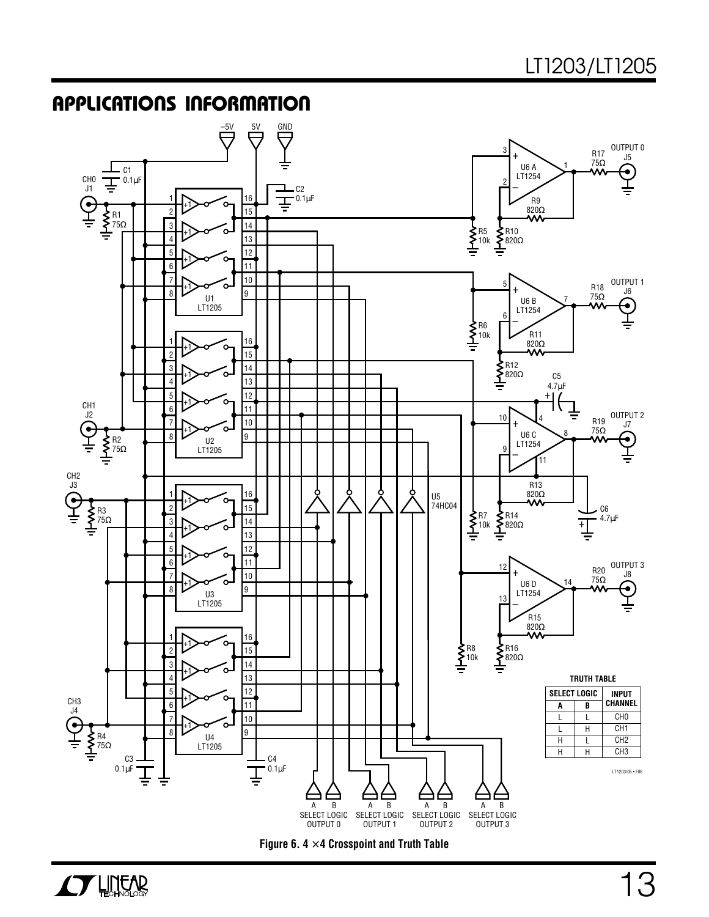## APPLICATIONS INFORMATION

**TRUTH TABLE**

| SELECT LOGIC | | INPUT CHANNEL |
|---|---|---|
| A | B | |
| L | L | CH0 |
| L | H | CH1 |
| H | L | CH2 |
| H | H | CH3 |

**Figure 6. 4 ×4 Crosspoint and Truth Table**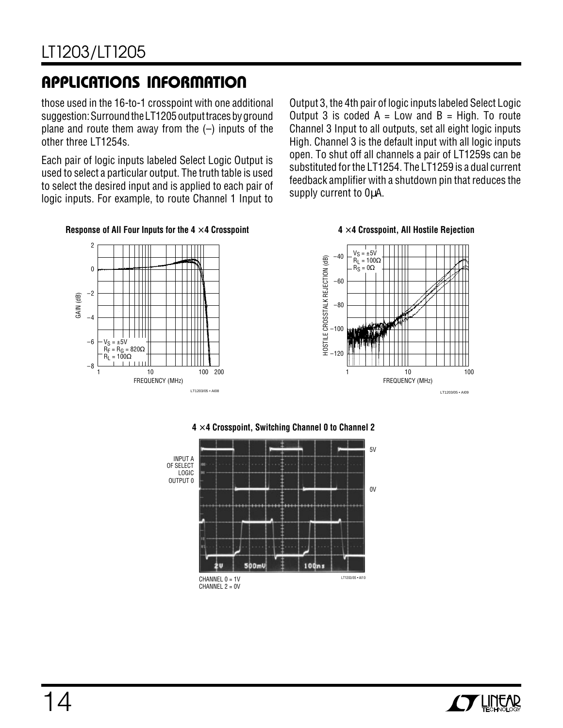## APPLICATIONS INFORMATION

those used in the 16-to-1 crosspoint with one additional suggestion: Surround the LT1205 output traces by ground plane and route them away from the (–) inputs of the other three LT1254s.

Each pair of logic inputs labeled Select Logic Output is used to select a particular output. The truth table is used to select the desired input and is applied to each pair of logic inputs. For example, to route Channel 1 Input to Output 3, the 4th pair of logic inputs labeled Select Logic Output 3 is coded A = Low and B = High. To route Channel 3 Input to all outputs, set all eight logic inputs High. Channel 3 is the default input with all logic inputs open. To shut off all channels a pair of LT1259s can be substituted for the LT1254. The LT1259 is a dual current feedback amplifier with a shutdown pin that reduces the supply current to 0μA.

**Response of All Four Inputs for the 4 × 4 Crosspoint**

$V_S = \pm 5V$
$R_F = R_G = 820\Omega$
$R_L = 100\Omega$

**4 × 4 Crosspoint, All Hostile Rejection**

$V_S = \pm 5V$
$R_L = 100\Omega$
$R_S = 0\Omega$

**4 × 4 Crosspoint, Switching Channel 0 to Channel 2**

INPUT A OF SELECT LOGIC OUTPUT 0

CHANNEL 0 = 1V
CHANNEL 2 = 0V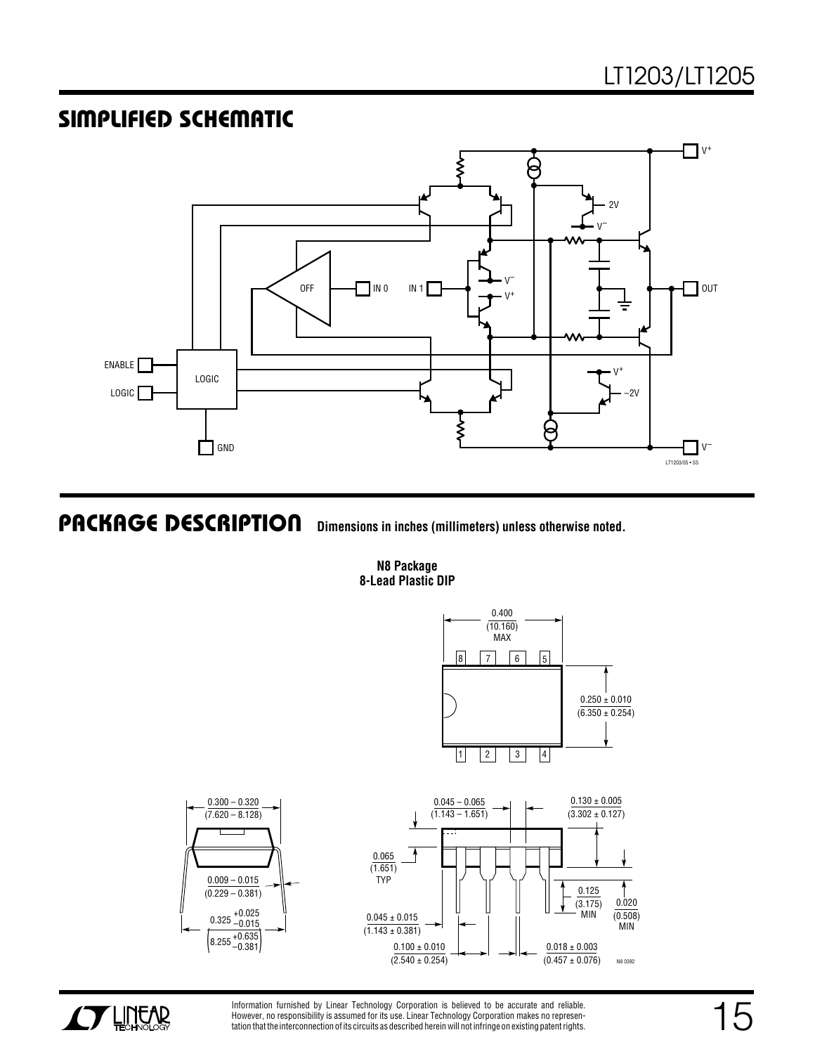## SIMPLIFIED SCHEMATIC

## PACKAGE DESCRIPTION

Dimensions in inches (millimeters) unless otherwise noted.

**N8 Package**
**8-Lead Plastic DIP**

Information furnished by Linear Technology Corporation is believed to be accurate and reliable. However, no responsibility is assumed for its use. Linear Technology Corporation makes no representation that the interconnection of its circuits as described herein will not infringe on existing patent rights.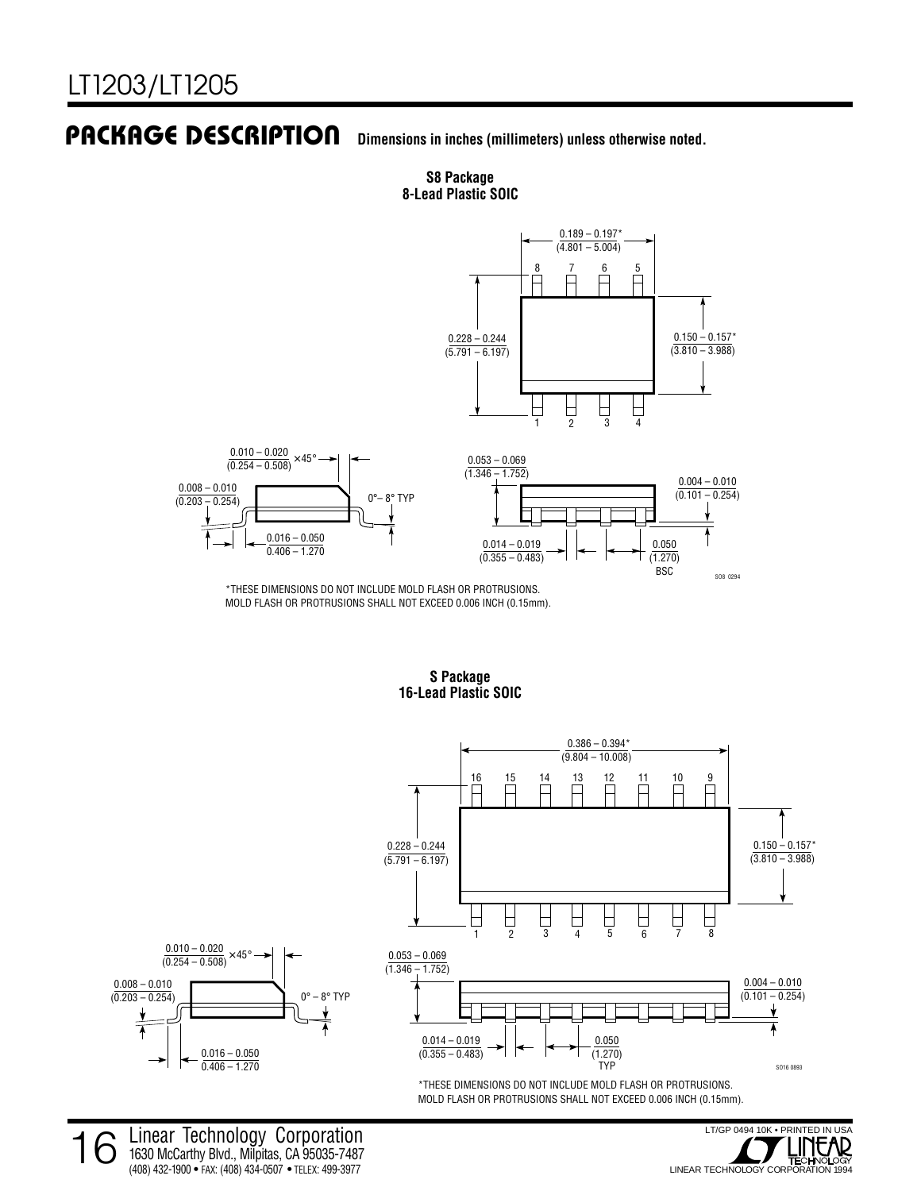## PACKAGE DESCRIPTION

**Dimensions in inches (millimeters) unless otherwise noted.**

**S8 Package**
**8-Lead Plastic SOIC**

0.189 – 0.197*
(4.801 – 5.004)

8 7 6 5

0.228 – 0.244
(5.791 – 6.197)

0.150 – 0.157*
(3.810 – 3.988)

1 2 3 4

0.010 – 0.020
(0.254 – 0.508) ×45°

0.008 – 0.010
(0.203 – 0.254)

0°– 8° TYP

0.016 – 0.050
0.406 – 1.270

0.053 – 0.069
(1.346 – 1.752)

0.004 – 0.010
(0.101 – 0.254)

0.014 – 0.019
(0.355 – 0.483)

0.050
(1.270)
BSC

SO8 0294

*THESE DIMENSIONS DO NOT INCLUDE MOLD FLASH OR PROTRUSIONS.
MOLD FLASH OR PROTRUSIONS SHALL NOT EXCEED 0.006 INCH (0.15mm).

**S Package**
**16-Lead Plastic SOIC**

0.386 – 0.394*
(9.804 – 10.008)

16 15 14 13 12 11 10 9

0.228 – 0.244
(5.791 – 6.197)

0.150 – 0.157*
(3.810 – 3.988)

1 2 3 4 5 6 7 8

0.010 – 0.020
(0.254 – 0.508) ×45°

0.008 – 0.010
(0.203 – 0.254)

0° – 8° TYP

0.016 – 0.050
0.406 – 1.270

0.053 – 0.069
(1.346 – 1.752)

0.004 – 0.010
(0.101 – 0.254)

0.014 – 0.019
(0.355 – 0.483)

0.050
(1.270)
TYP

SO16 0893

*THESE DIMENSIONS DO NOT INCLUDE MOLD FLASH OR PROTRUSIONS.
MOLD FLASH OR PROTRUSIONS SHALL NOT EXCEED 0.006 INCH (0.15mm).

Linear Technology Corporation
1630 McCarthy Blvd., Milpitas, CA 95035-7487
(408) 432-1900 • FAX: (408) 434-0507 • TELEX: 499-3977

LT/GP 0494 10K • PRINTED IN USA

LINEAR TECHNOLOGY CORPORATION 1994